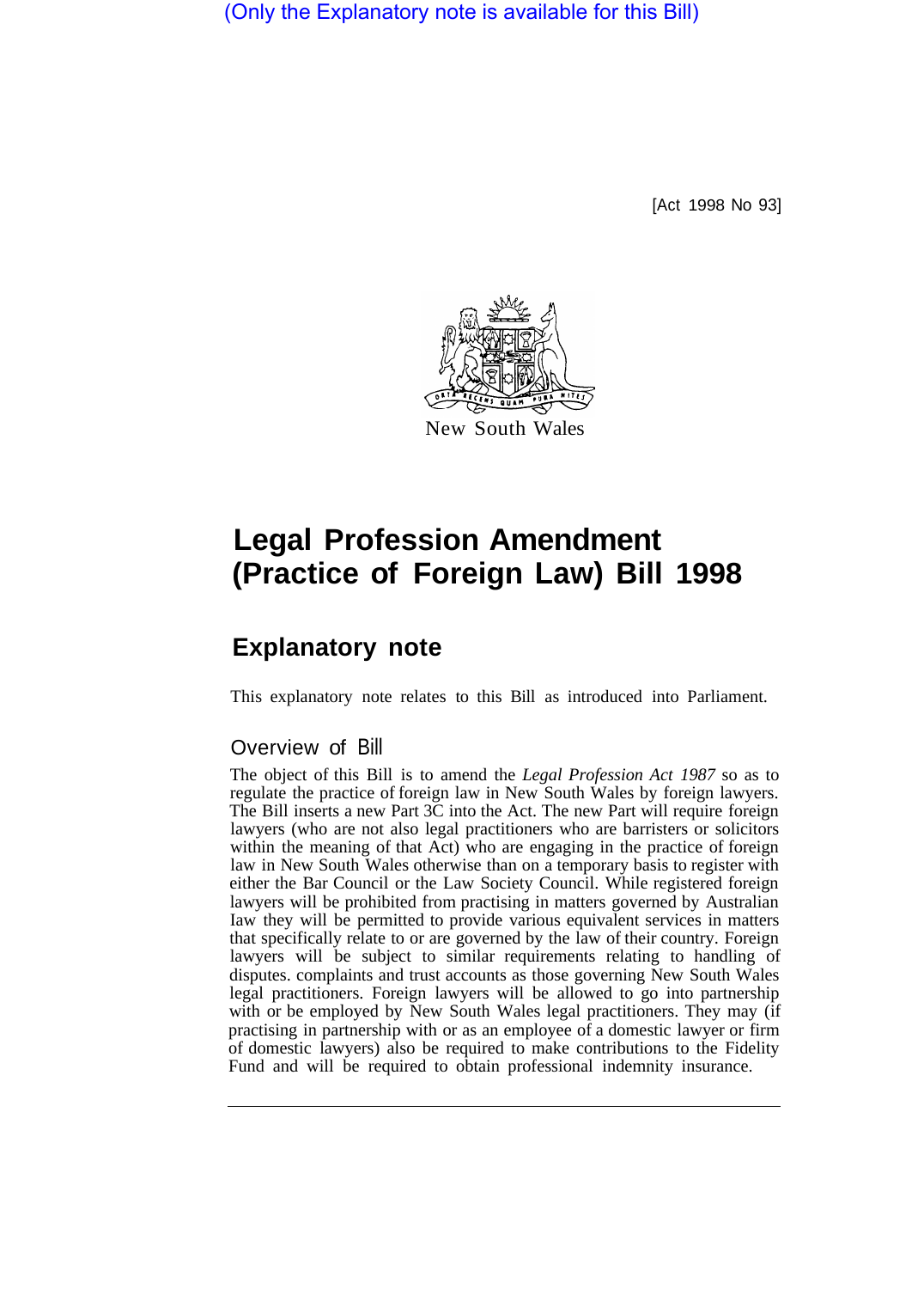(Only the Explanatory note is available for this Bill)

[Act 1998 No 93]

New South Wales

# Legal Profession Amendment (Practice of Foreign Law) Bill 1998

## Explanatory note

This explanatory note relates to this Bill as introduced into Parliament.

### Overview of Bill

The object of this Bill is to amend the *Legal Profession Act 1987* so as to regulate the practice of foreign law in New South Wales by foreign lawyers. The Bill inserts a new Part 3C into the Act. The new Part will require foreign lawyers (who are not also legal practitioners who are barristers or solicitors within the meaning of that Act) who are engaging in the practice of foreign law in New South Wales otherwise than on a temporary basis to register with either the Bar Council or the Law Society Council. While registered foreign lawyers will be prohibited from practising in matters governed by Australian law they will be permitted to provide various equivalent services in matters that specifically relate to or are governed by the law of their country. Foreign lawyers will be subject to similar requirements relating to handling of disputes. complaints and trust accounts as those governing New South Wales legal practitioners. Foreign lawyers will be allowed to go into partnership with or be employed by New South Wales legal practitioners. They may (if practising in partnership with or as an employee of a domestic lawyer or firm of domestic lawyers) also be required to make contributions to the Fidelity Fund and will be required to obtain professional indemnity insurance.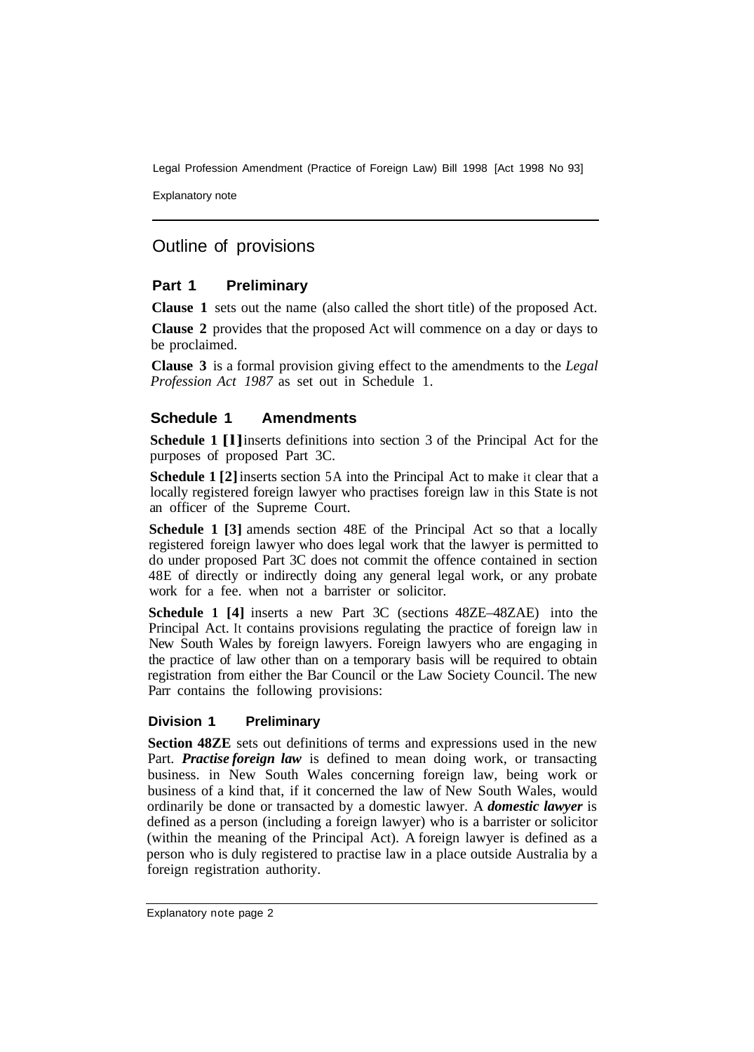## Outline of provisions

### Part 1 Preliminary

**Clause 1** sets out the name (also called the short title) of the proposed Act.

**Clause 2** provides that the proposed Act will commence on a day or days to be proclaimed.

**Clause 3** is a formal provision giving effect to the amendments to the *Legal Profession Act 1987* as set out in Schedule 1.

### Schedule 1 Amendments

**Schedule 1 [1]** inserts definitions into section 3 of the Principal Act for the purposes of proposed Part 3C.

**Schedule 1 [2]** inserts section 5A into the Principal Act to make it clear that a locally registered foreign lawyer who practises foreign law in this State is not an officer of the Supreme Court.

**Schedule 1 [3]** amends section 48E of the Principal Act so that a locally registered foreign lawyer who does legal work that the lawyer is permitted to do under proposed Part 3C does not commit the offence contained in section 48E of directly or indirectly doing any general legal work, or any probate work for a fee. when not a barrister or solicitor.

**Schedule 1 [4]** inserts a new Part 3C (sections 48ZE–48ZAE) into the Principal Act. It contains provisions regulating the practice of foreign law in New South Wales by foreign lawyers. Foreign lawyers who are engaging in the practice of law other than on a temporary basis will be required to obtain registration from either the Bar Council or the Law Society Council. The new Parr contains the following provisions:

#### Division 1 Preliminary

**Section 48ZE** sets out definitions of terms and expressions used in the new Part. ***Practise foreign law*** is defined to mean doing work, or transacting business. in New South Wales concerning foreign law, being work or business of a kind that, if it concerned the law of New South Wales, would ordinarily be done or transacted by a domestic lawyer. A ***domestic lawyer*** is defined as a person (including a foreign lawyer) who is a barrister or solicitor (within the meaning of the Principal Act). A foreign lawyer is defined as a person who is duly registered to practise law in a place outside Australia by a foreign registration authority.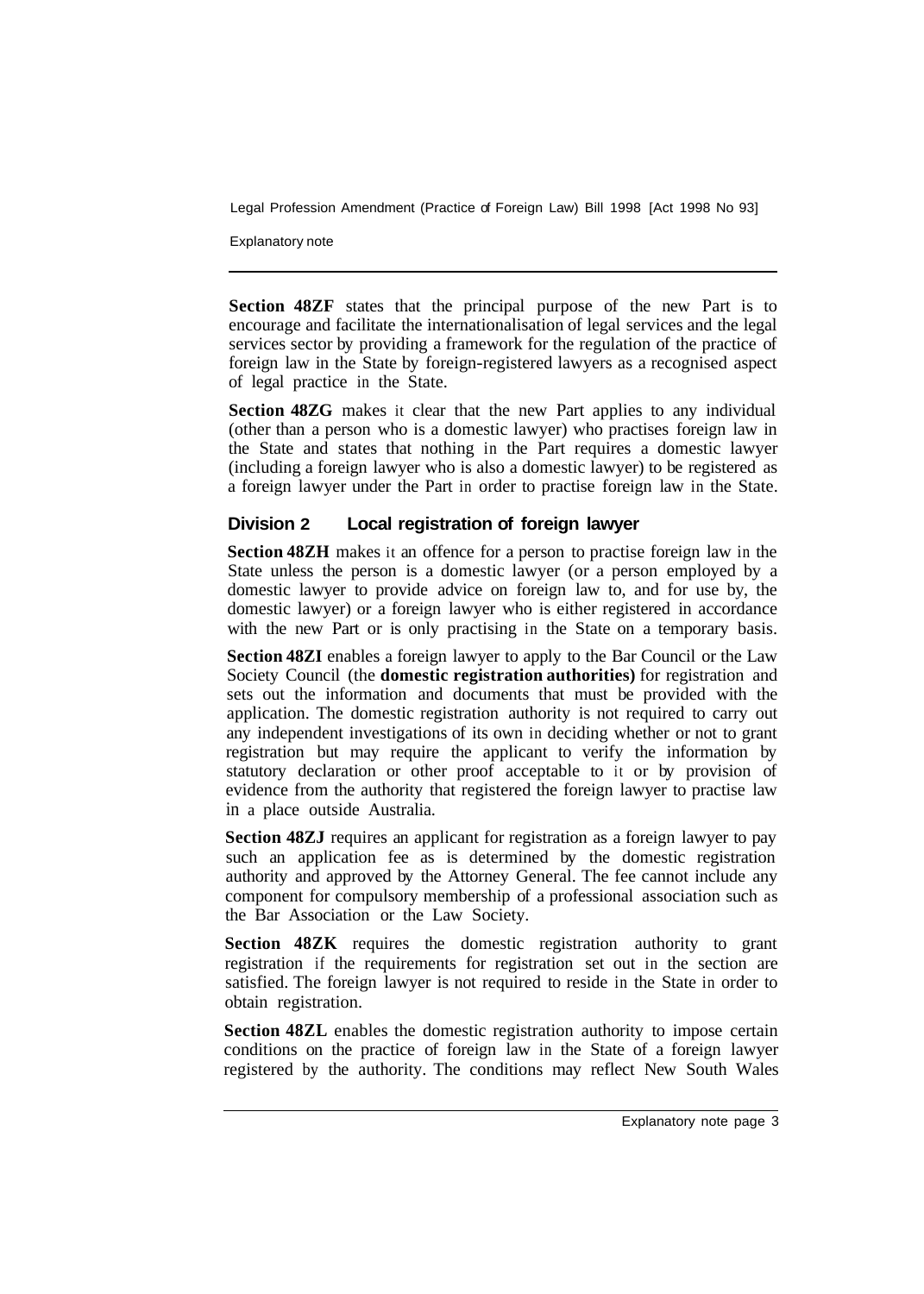**Section 48ZF** states that the principal purpose of the new Part is to encourage and facilitate the internationalisation of legal services and the legal services sector by providing a framework for the regulation of the practice of foreign law in the State by foreign-registered lawyers as a recognised aspect of legal practice in the State.

**Section 48ZG** makes it clear that the new Part applies to any individual (other than a person who is a domestic lawyer) who practises foreign law in the State and states that nothing in the Part requires a domestic lawyer (including a foreign lawyer who is also a domestic lawyer) to be registered as a foreign lawyer under the Part in order to practise foreign law in the State.

### Division 2 Local registration of foreign lawyer

**Section 48ZH** makes it an offence for a person to practise foreign law in the State unless the person is a domestic lawyer (or a person employed by a domestic lawyer to provide advice on foreign law to, and for use by, the domestic lawyer) or a foreign lawyer who is either registered in accordance with the new Part or is only practising in the State on a temporary basis.

**Section 48ZI** enables a foreign lawyer to apply to the Bar Council or the Law Society Council (the **domestic registration authorities)** for registration and sets out the information and documents that must be provided with the application. The domestic registration authority is not required to carry out any independent investigations of its own in deciding whether or not to grant registration but may require the applicant to verify the information by statutory declaration or other proof acceptable to it or by provision of evidence from the authority that registered the foreign lawyer to practise law in a place outside Australia.

**Section 48ZJ** requires an applicant for registration as a foreign lawyer to pay such an application fee as is determined by the domestic registration authority and approved by the Attorney General. The fee cannot include any component for compulsory membership of a professional association such as the Bar Association or the Law Society.

**Section 48ZK** requires the domestic registration authority to grant registration if the requirements for registration set out in the section are satisfied. The foreign lawyer is not required to reside in the State in order to obtain registration.

**Section 48ZL** enables the domestic registration authority to impose certain conditions on the practice of foreign law in the State of a foreign lawyer registered by the authority. The conditions may reflect New South Wales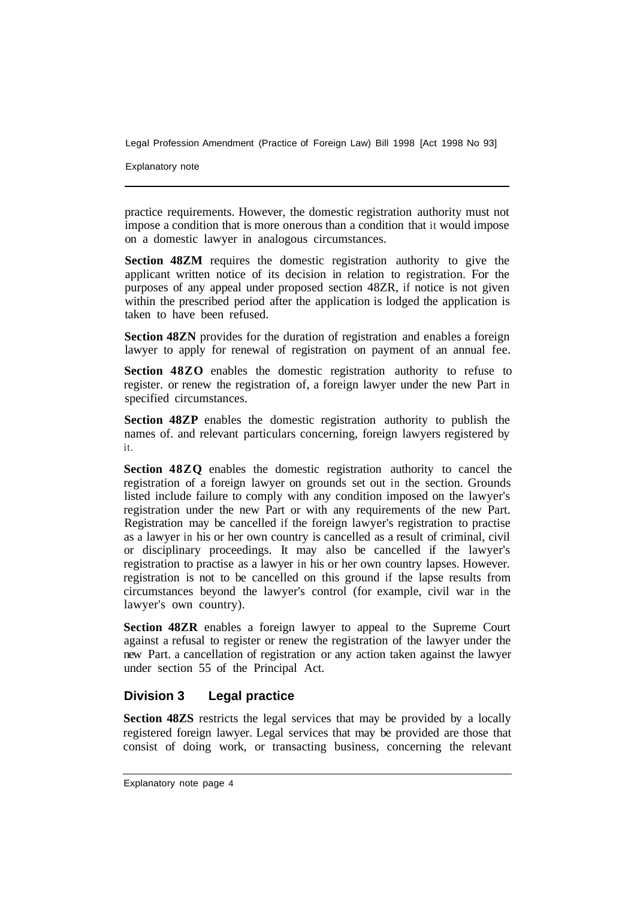practice requirements. However, the domestic registration authority must not impose a condition that is more onerous than a condition that it would impose on a domestic lawyer in analogous circumstances.

**Section 48ZM** requires the domestic registration authority to give the applicant written notice of its decision in relation to registration. For the purposes of any appeal under proposed section 48ZR, if notice is not given within the prescribed period after the application is lodged the application is taken to have been refused.

**Section 48ZN** provides for the duration of registration and enables a foreign lawyer to apply for renewal of registration on payment of an annual fee.

**Section 48ZO** enables the domestic registration authority to refuse to register. or renew the registration of, a foreign lawyer under the new Part in specified circumstances.

**Section 48ZP** enables the domestic registration authority to publish the names of. and relevant particulars concerning, foreign lawyers registered by it.

**Section 48ZQ** enables the domestic registration authority to cancel the registration of a foreign lawyer on grounds set out in the section. Grounds listed include failure to comply with any condition imposed on the lawyer's registration under the new Part or with any requirements of the new Part. Registration may be cancelled if the foreign lawyer's registration to practise as a lawyer in his or her own country is cancelled as a result of criminal, civil or disciplinary proceedings. It may also be cancelled if the lawyer's registration to practise as a lawyer in his or her own country lapses. However. registration is not to be cancelled on this ground if the lapse results from circumstances beyond the lawyer's control (for example, civil war in the lawyer's own country).

**Section 48ZR** enables a foreign lawyer to appeal to the Supreme Court against a refusal to register or renew the registration of the lawyer under the new Part. a cancellation of registration or any action taken against the lawyer under section 55 of the Principal Act.

## Division 3 Legal practice

**Section 48ZS** restricts the legal services that may be provided by a locally registered foreign lawyer. Legal services that may be provided are those that consist of doing work, or transacting business, concerning the relevant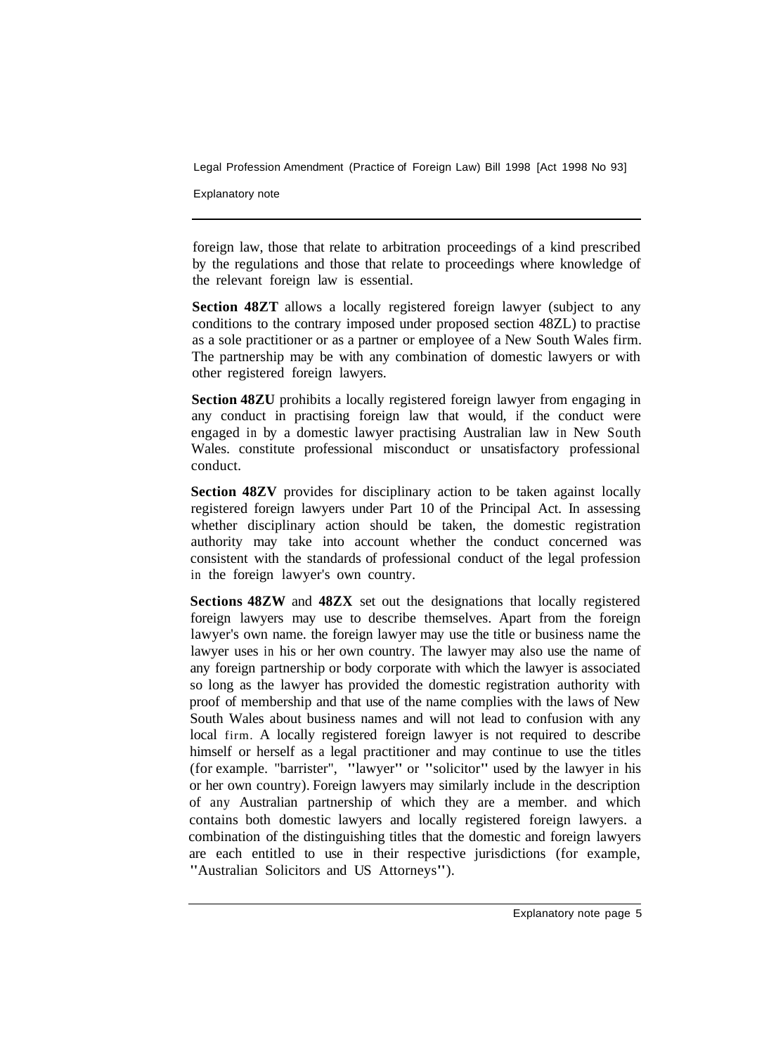foreign law, those that relate to arbitration proceedings of a kind prescribed by the regulations and those that relate to proceedings where knowledge of the relevant foreign law is essential.

**Section 48ZT** allows a locally registered foreign lawyer (subject to any conditions to the contrary imposed under proposed section 48ZL) to practise as a sole practitioner or as a partner or employee of a New South Wales firm. The partnership may be with any combination of domestic lawyers or with other registered foreign lawyers.

**Section 48ZU** prohibits a locally registered foreign lawyer from engaging in any conduct in practising foreign law that would, if the conduct were engaged in by a domestic lawyer practising Australian law in New South Wales. constitute professional misconduct or unsatisfactory professional conduct.

**Section 48ZV** provides for disciplinary action to be taken against locally registered foreign lawyers under Part 10 of the Principal Act. In assessing whether disciplinary action should be taken, the domestic registration authority may take into account whether the conduct concerned was consistent with the standards of professional conduct of the legal profession in the foreign lawyer's own country.

**Sections 48ZW** and **48ZX** set out the designations that locally registered foreign lawyers may use to describe themselves. Apart from the foreign lawyer's own name. the foreign lawyer may use the title or business name the lawyer uses in his or her own country. The lawyer may also use the name of any foreign partnership or body corporate with which the lawyer is associated so long as the lawyer has provided the domestic registration authority with proof of membership and that use of the name complies with the laws of New South Wales about business names and will not lead to confusion with any local firm. A locally registered foreign lawyer is not required to describe himself or herself as a legal practitioner and may continue to use the titles (for example. "barrister", "lawyer" or "solicitor" used by the lawyer in his or her own country). Foreign lawyers may similarly include in the description of any Australian partnership of which they are a member. and which contains both domestic lawyers and locally registered foreign lawyers. a combination of the distinguishing titles that the domestic and foreign lawyers are each entitled to use in their respective jurisdictions (for example, "Australian Solicitors and US Attorneys").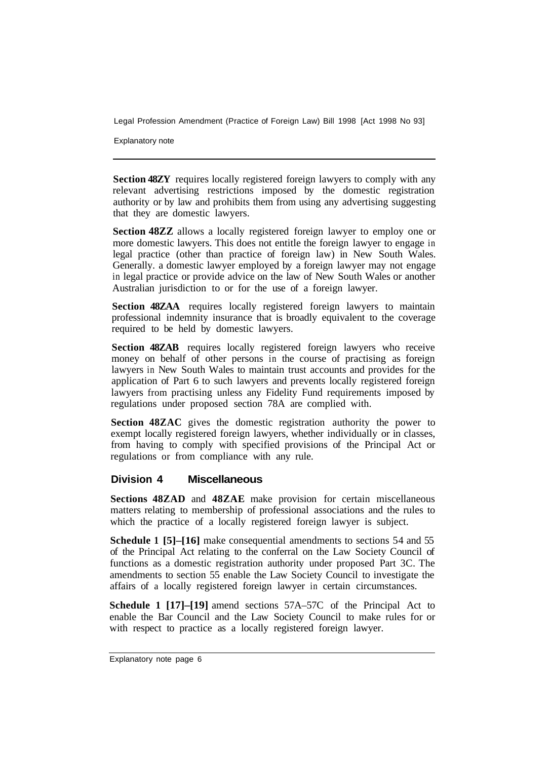**Section 48ZY** requires locally registered foreign lawyers to comply with any relevant advertising restrictions imposed by the domestic registration authority or by law and prohibits them from using any advertising suggesting that they are domestic lawyers.

**Section 48ZZ** allows a locally registered foreign lawyer to employ one or more domestic lawyers. This does not entitle the foreign lawyer to engage in legal practice (other than practice of foreign law) in New South Wales. Generally. a domestic lawyer employed by a foreign lawyer may not engage in legal practice or provide advice on the law of New South Wales or another Australian jurisdiction to or for the use of a foreign lawyer.

**Section 48ZAA** requires locally registered foreign lawyers to maintain professional indemnity insurance that is broadly equivalent to the coverage required to be held by domestic lawyers.

**Section 48ZAB** requires locally registered foreign lawyers who receive money on behalf of other persons in the course of practising as foreign lawyers in New South Wales to maintain trust accounts and provides for the application of Part 6 to such lawyers and prevents locally registered foreign lawyers from practising unless any Fidelity Fund requirements imposed by regulations under proposed section 78A are complied with.

**Section 48ZAC** gives the domestic registration authority the power to exempt locally registered foreign lawyers, whether individually or in classes, from having to comply with specified provisions of the Principal Act or regulations or from compliance with any rule.

## Division 4 Miscellaneous

**Sections 48ZAD** and **48ZAE** make provision for certain miscellaneous matters relating to membership of professional associations and the rules to which the practice of a locally registered foreign lawyer is subject.

**Schedule 1 [5]–[16]** make consequential amendments to sections 54 and 55 of the Principal Act relating to the conferral on the Law Society Council of functions as a domestic registration authority under proposed Part 3C. The amendments to section 55 enable the Law Society Council to investigate the affairs of a locally registered foreign lawyer in certain circumstances.

**Schedule 1 [17]–[19]** amend sections 57A–57C of the Principal Act to enable the Bar Council and the Law Society Council to make rules for or with respect to practice as a locally registered foreign lawyer.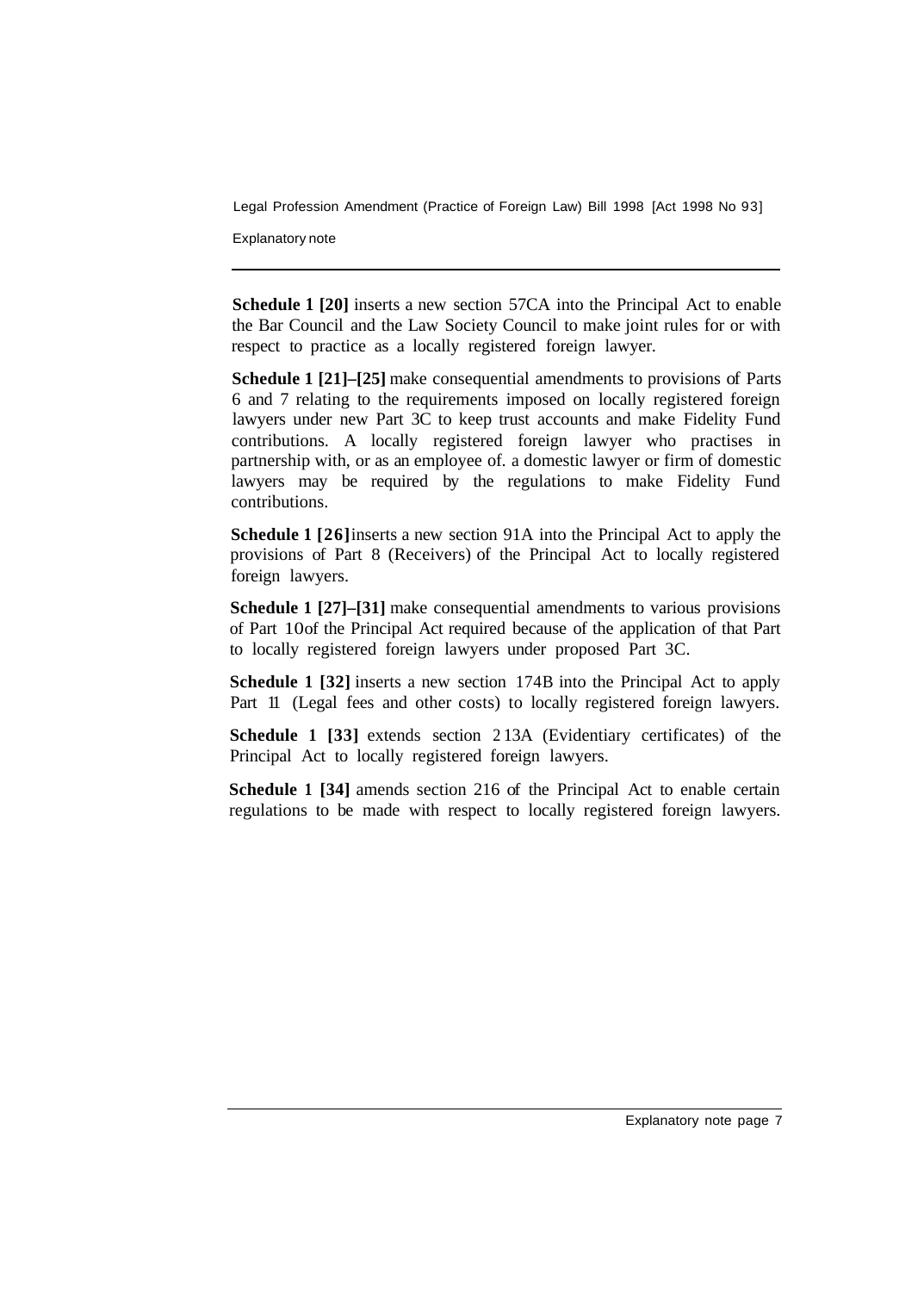**Schedule 1 [20]** inserts a new section 57CA into the Principal Act to enable the Bar Council and the Law Society Council to make joint rules for or with respect to practice as a locally registered foreign lawyer.

**Schedule 1 [21]–[25]** make consequential amendments to provisions of Parts 6 and 7 relating to the requirements imposed on locally registered foreign lawyers under new Part 3C to keep trust accounts and make Fidelity Fund contributions. A locally registered foreign lawyer who practises in partnership with, or as an employee of. a domestic lawyer or firm of domestic lawyers may be required by the regulations to make Fidelity Fund contributions.

**Schedule 1 [26]** inserts a new section 91A into the Principal Act to apply the provisions of Part 8 (Receivers) of the Principal Act to locally registered foreign lawyers.

**Schedule 1 [27]–[31]** make consequential amendments to various provisions of Part 10 of the Principal Act required because of the application of that Part to locally registered foreign lawyers under proposed Part 3C.

**Schedule 1 [32]** inserts a new section 174B into the Principal Act to apply Part 11 (Legal fees and other costs) to locally registered foreign lawyers.

**Schedule 1 [33]** extends section 213A (Evidentiary certificates) of the Principal Act to locally registered foreign lawyers.

**Schedule 1 [34]** amends section 216 of the Principal Act to enable certain regulations to be made with respect to locally registered foreign lawyers.